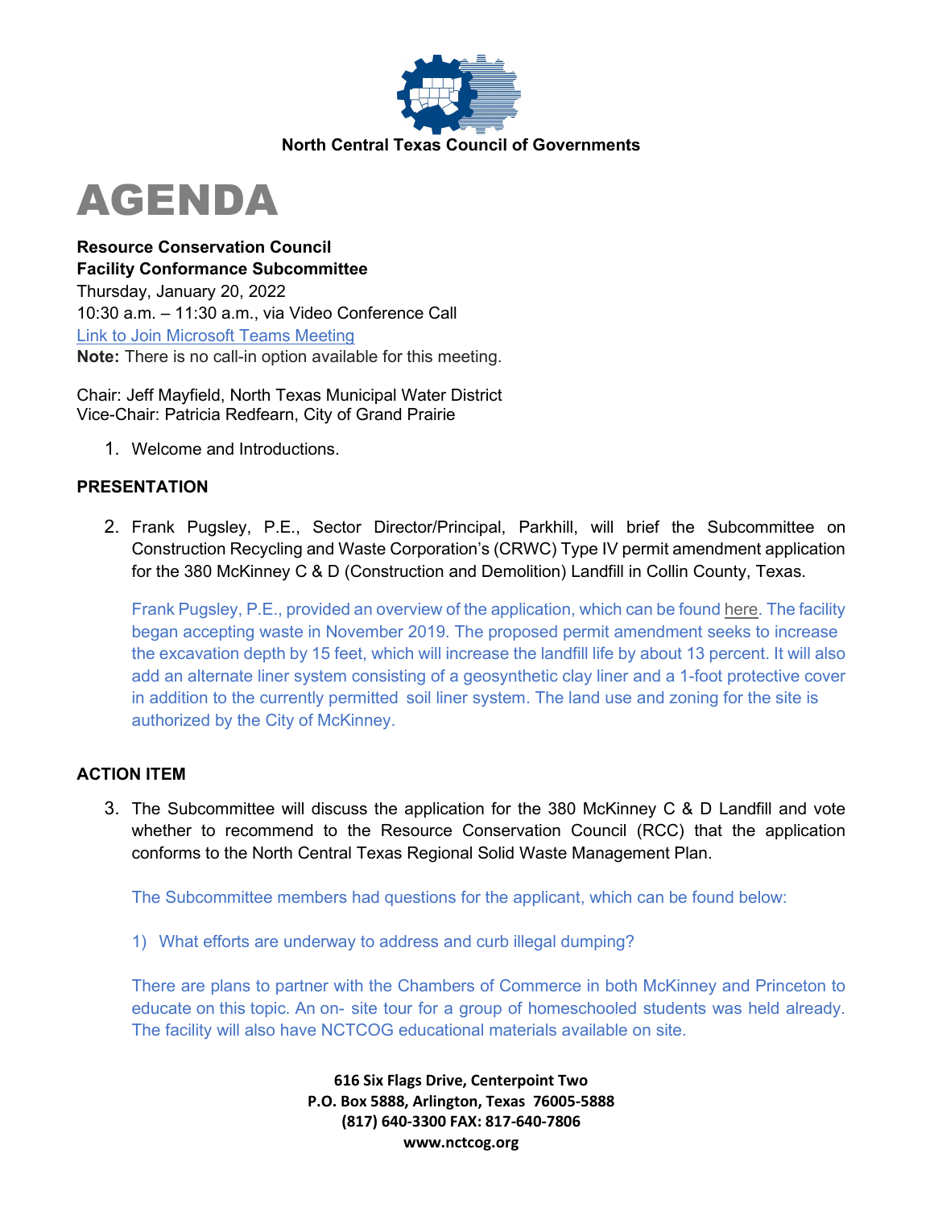North Central Texas Council of Governments

# AGENDA

**Resource Conservation Council**
**Facility Conformance Subcommittee**
Thursday, January 20, 2022
10:30 a.m. – 11:30 a.m., via Video Conference Call
Link to Join Microsoft Teams Meeting
**Note:** There is no call-in option available for this meeting.

Chair: Jeff Mayfield, North Texas Municipal Water District
Vice-Chair: Patricia Redfearn, City of Grand Prairie

1. Welcome and Introductions.

## PRESENTATION

2. Frank Pugsley, P.E., Sector Director/Principal, Parkhill, will brief the Subcommittee on Construction Recycling and Waste Corporation's (CRWC) Type IV permit amendment application for the 380 McKinney C & D (Construction and Demolition) Landfill in Collin County, Texas.

   Frank Pugsley, P.E., provided an overview of the application, which can be found here. The facility began accepting waste in November 2019. The proposed permit amendment seeks to increase the excavation depth by 15 feet, which will increase the landfill life by about 13 percent. It will also add an alternate liner system consisting of a geosynthetic clay liner and a 1-foot protective cover in addition to the currently permitted soil liner system. The land use and zoning for the site is authorized by the City of McKinney.

## ACTION ITEM

3. The Subcommittee will discuss the application for the 380 McKinney C & D Landfill and vote whether to recommend to the Resource Conservation Council (RCC) that the application conforms to the North Central Texas Regional Solid Waste Management Plan.

   The Subcommittee members had questions for the applicant, which can be found below:

   1) What efforts are underway to address and curb illegal dumping?

   There are plans to partner with the Chambers of Commerce in both McKinney and Princeton to educate on this topic. An on- site tour for a group of homeschooled students was held already. The facility will also have NCTCOG educational materials available on site.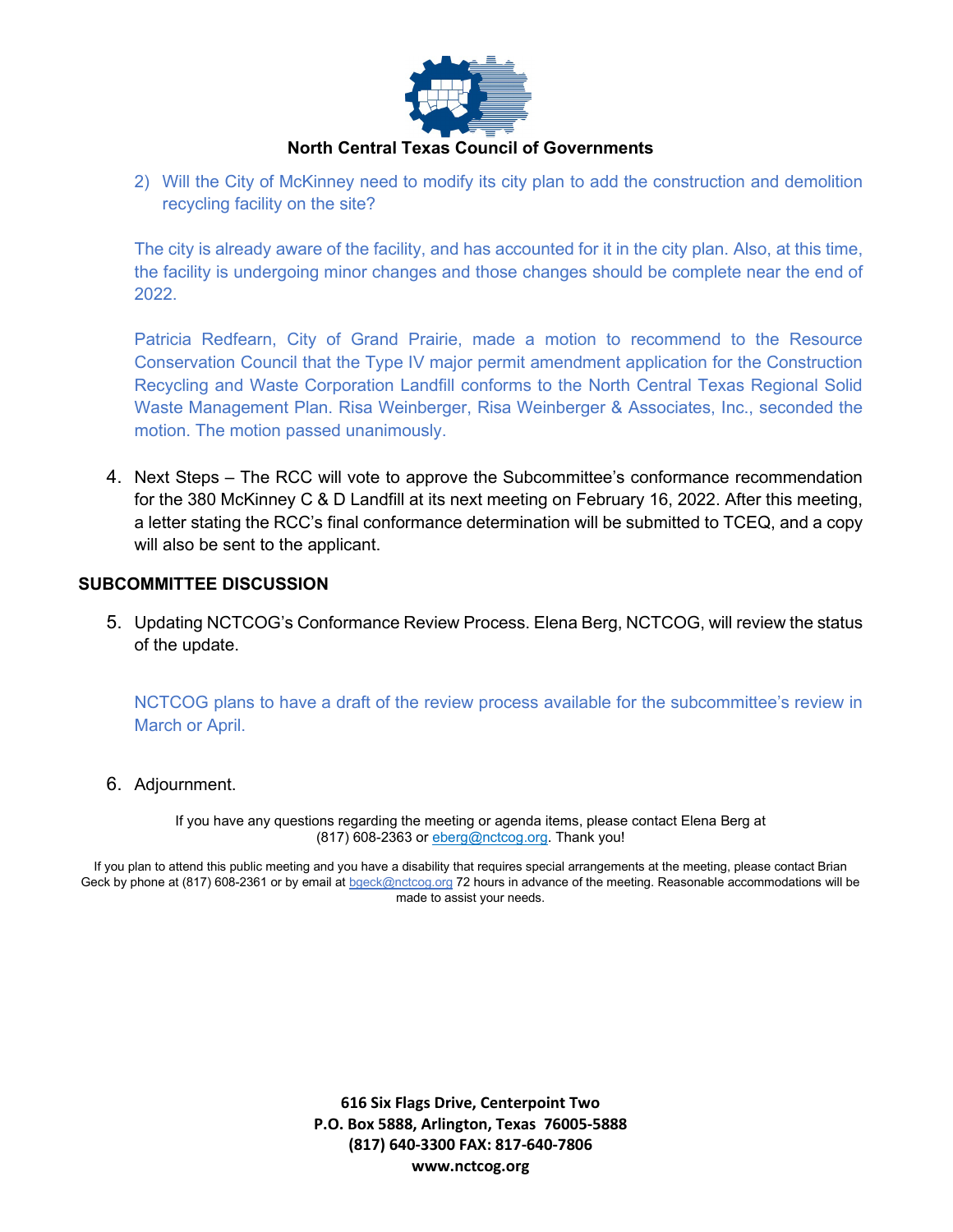North Central Texas Council of Governments

2) Will the City of McKinney need to modify its city plan to add the construction and demolition recycling facility on the site?

The city is already aware of the facility, and has accounted for it in the city plan. Also, at this time, the facility is undergoing minor changes and those changes should be complete near the end of 2022.

Patricia Redfearn, City of Grand Prairie, made a motion to recommend to the Resource Conservation Council that the Type IV major permit amendment application for the Construction Recycling and Waste Corporation Landfill conforms to the North Central Texas Regional Solid Waste Management Plan. Risa Weinberger, Risa Weinberger & Associates, Inc., seconded the motion. The motion passed unanimously.

4. Next Steps – The RCC will vote to approve the Subcommittee's conformance recommendation for the 380 McKinney C & D Landfill at its next meeting on February 16, 2022. After this meeting, a letter stating the RCC's final conformance determination will be submitted to TCEQ, and a copy will also be sent to the applicant.

## SUBCOMMITTEE DISCUSSION

5. Updating NCTCOG's Conformance Review Process. Elena Berg, NCTCOG, will review the status of the update.

   NCTCOG plans to have a draft of the review process available for the subcommittee's review in March or April.

6. Adjournment.

If you have any questions regarding the meeting or agenda items, please contact Elena Berg at (817) 608-2363 or eberg@nctcog.org. Thank you!

If you plan to attend this public meeting and you have a disability that requires special arrangements at the meeting, please contact Brian Geck by phone at (817) 608-2361 or by email at bgeck@nctcog.org 72 hours in advance of the meeting. Reasonable accommodations will be made to assist your needs.

**616 Six Flags Drive, Centerpoint Two**
**P.O. Box 5888, Arlington, Texas 76005-5888**
**(817) 640-3300 FAX: 817-640-7806**
**www.nctcog.org**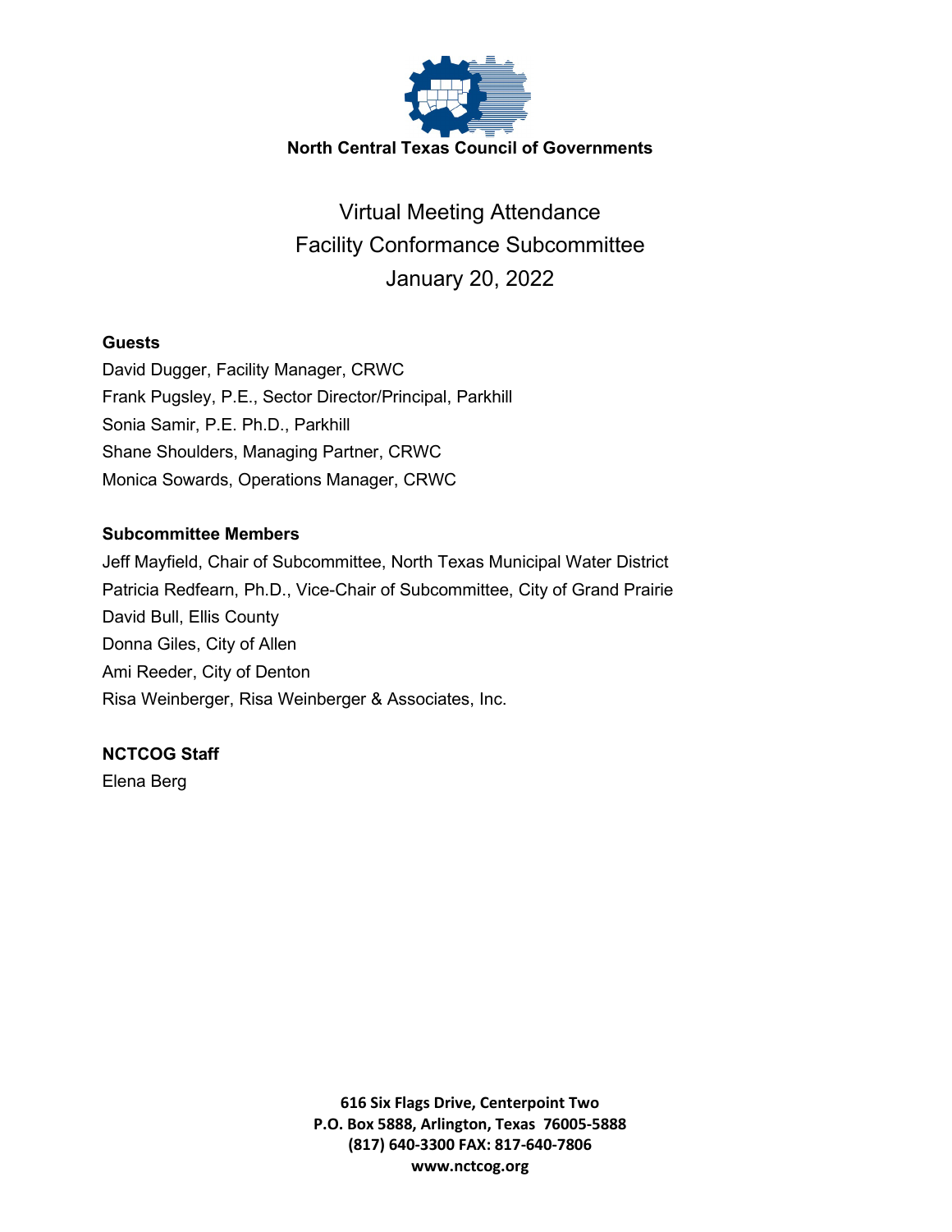**North Central Texas Council of Governments**

# Virtual Meeting Attendance
# Facility Conformance Subcommittee
# January 20, 2022

**Guests**

David Dugger, Facility Manager, CRWC
Frank Pugsley, P.E., Sector Director/Principal, Parkhill
Sonia Samir, P.E. Ph.D., Parkhill
Shane Shoulders, Managing Partner, CRWC
Monica Sowards, Operations Manager, CRWC

**Subcommittee Members**

Jeff Mayfield, Chair of Subcommittee, North Texas Municipal Water District
Patricia Redfearn, Ph.D., Vice-Chair of Subcommittee, City of Grand Prairie
David Bull, Ellis County
Donna Giles, City of Allen
Ami Reeder, City of Denton
Risa Weinberger, Risa Weinberger & Associates, Inc.

**NCTCOG Staff**

Elena Berg

**616 Six Flags Drive, Centerpoint Two**
**P.O. Box 5888, Arlington, Texas 76005-5888**
**(817) 640-3300 FAX: 817-640-7806**
**www.nctcog.org**